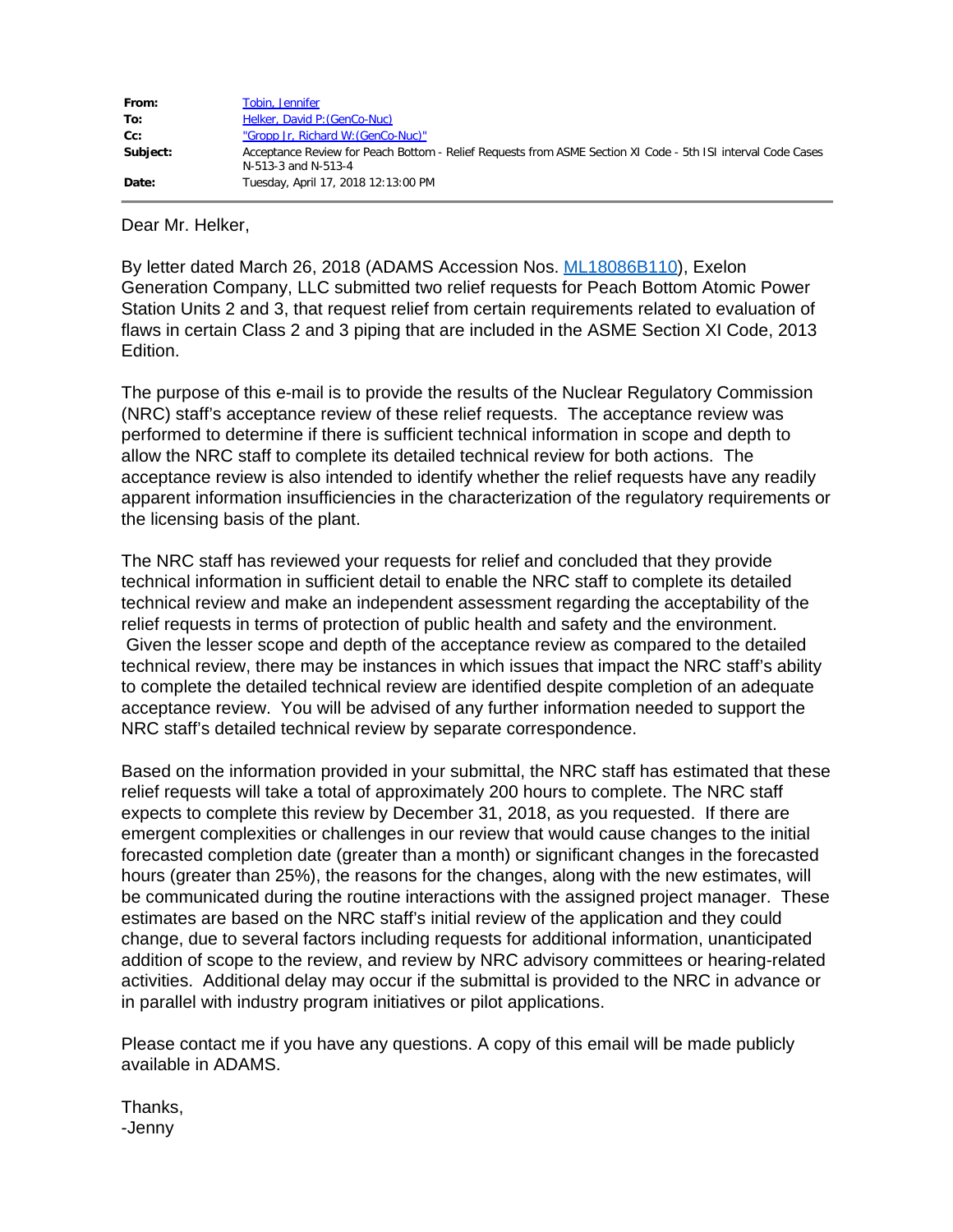| | |
|---|---|
| **From:** | Tobin, Jennifer |
| **To:** | Helker, David P:(GenCo-Nuc) |
| **Cc:** | "Gropp Jr, Richard W:(GenCo-Nuc)" |
| **Subject:** | Acceptance Review for Peach Bottom - Relief Requests from ASME Section XI Code - 5th ISI interval Code Cases N-513-3 and N-513-4 |
| **Date:** | Tuesday, April 17, 2018 12:13:00 PM |

Dear Mr. Helker,

By letter dated March 26, 2018 (ADAMS Accession Nos. ML18086B110), Exelon Generation Company, LLC submitted two relief requests for Peach Bottom Atomic Power Station Units 2 and 3, that request relief from certain requirements related to evaluation of flaws in certain Class 2 and 3 piping that are included in the ASME Section XI Code, 2013 Edition.

The purpose of this e-mail is to provide the results of the Nuclear Regulatory Commission (NRC) staff's acceptance review of these relief requests. The acceptance review was performed to determine if there is sufficient technical information in scope and depth to allow the NRC staff to complete its detailed technical review for both actions. The acceptance review is also intended to identify whether the relief requests have any readily apparent information insufficiencies in the characterization of the regulatory requirements or the licensing basis of the plant.

The NRC staff has reviewed your requests for relief and concluded that they provide technical information in sufficient detail to enable the NRC staff to complete its detailed technical review and make an independent assessment regarding the acceptability of the relief requests in terms of protection of public health and safety and the environment. Given the lesser scope and depth of the acceptance review as compared to the detailed technical review, there may be instances in which issues that impact the NRC staff's ability to complete the detailed technical review are identified despite completion of an adequate acceptance review. You will be advised of any further information needed to support the NRC staff's detailed technical review by separate correspondence.

Based on the information provided in your submittal, the NRC staff has estimated that these relief requests will take a total of approximately 200 hours to complete. The NRC staff expects to complete this review by December 31, 2018, as you requested. If there are emergent complexities or challenges in our review that would cause changes to the initial forecasted completion date (greater than a month) or significant changes in the forecasted hours (greater than 25%), the reasons for the changes, along with the new estimates, will be communicated during the routine interactions with the assigned project manager. These estimates are based on the NRC staff's initial review of the application and they could change, due to several factors including requests for additional information, unanticipated addition of scope to the review, and review by NRC advisory committees or hearing-related activities. Additional delay may occur if the submittal is provided to the NRC in advance or in parallel with industry program initiatives or pilot applications.

Please contact me if you have any questions. A copy of this email will be made publicly available in ADAMS.

Thanks,
-Jenny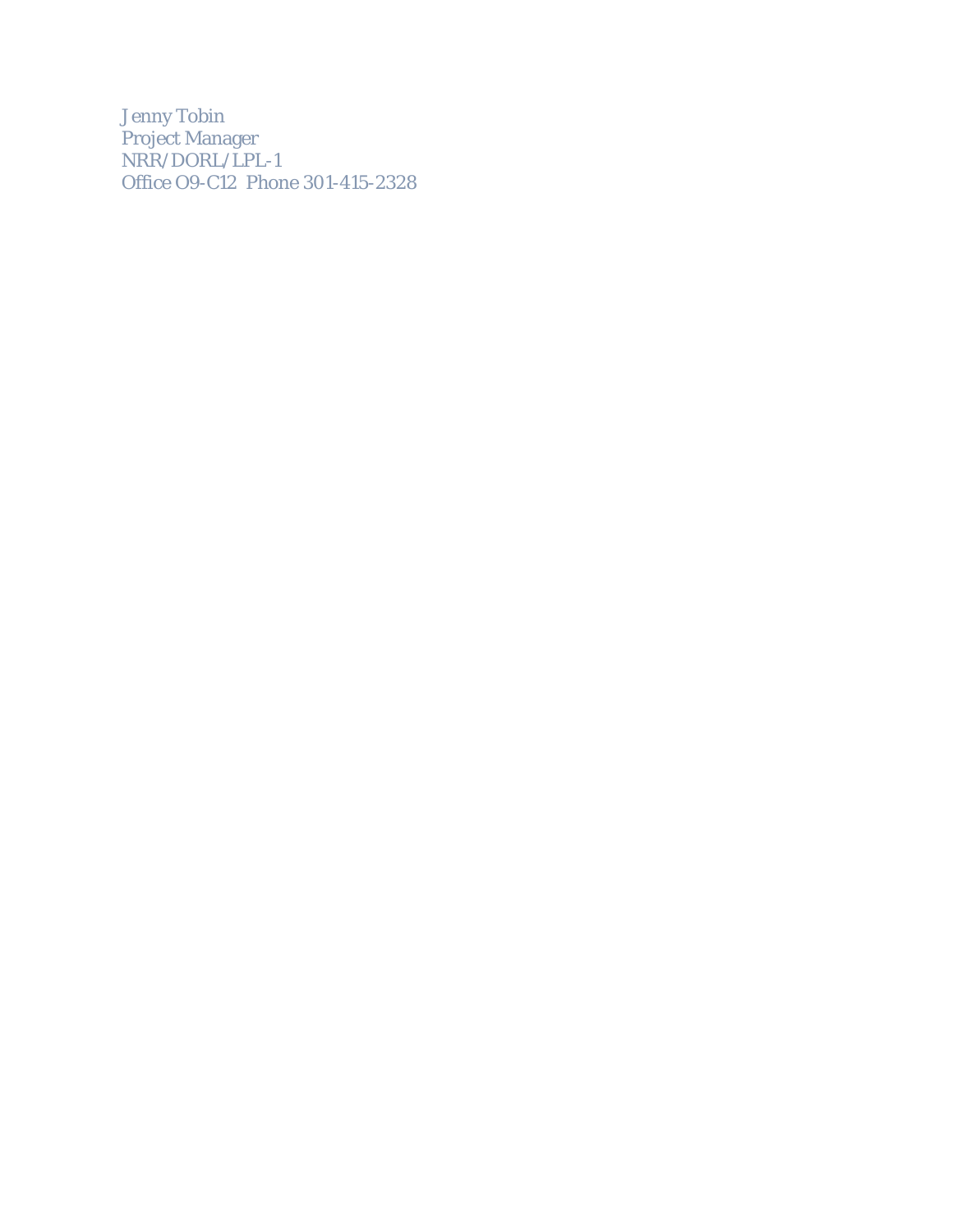Jenny Tobin  
Project Manager  
NRR/DORL/LPL-1  
Office O9-C12 Phone 301-415-2328